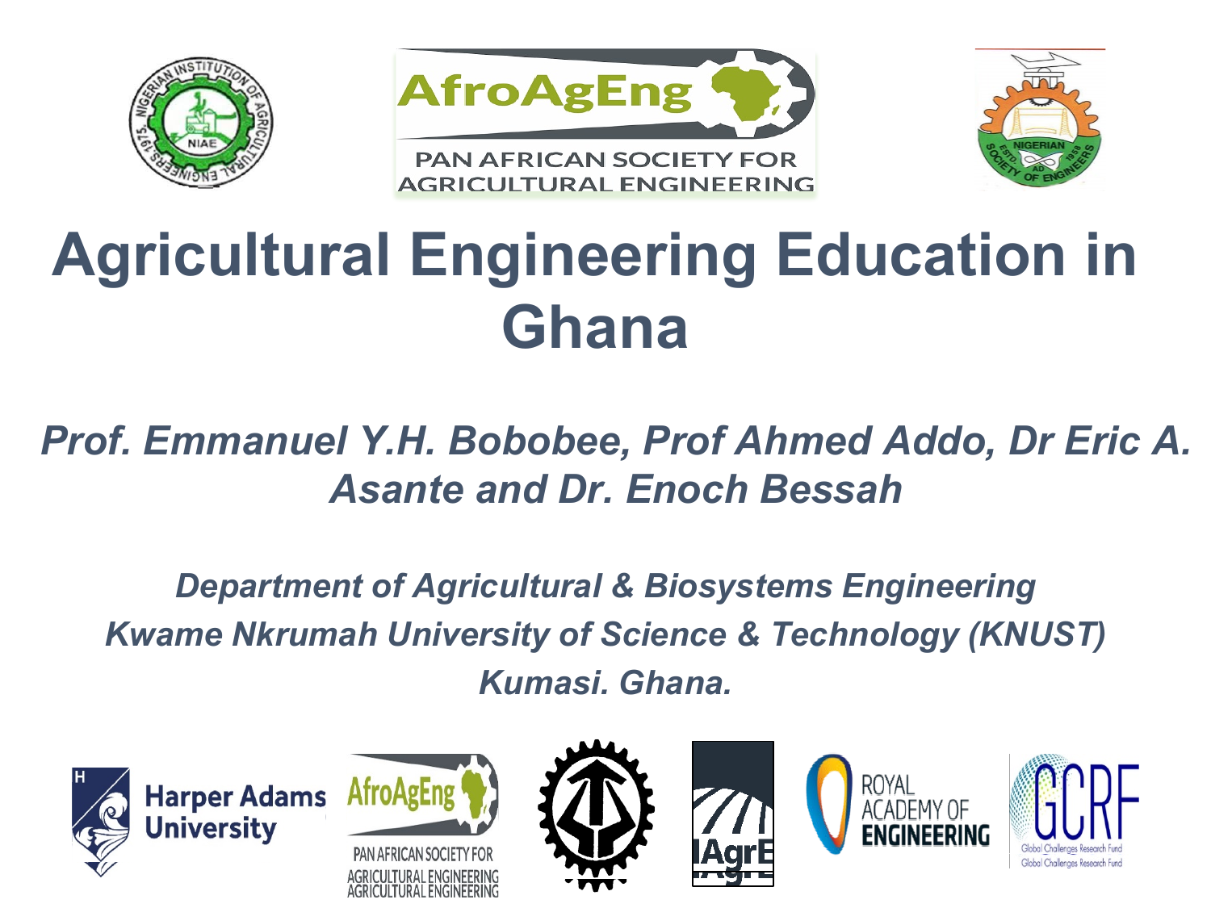# Agricultural Engineering Education in Ghana

*Prof. Emmanuel Y.H. Bobobee, Prof Ahmed Addo, Dr Eric A. Asante and Dr. Enoch Bessah*

*Department of Agricultural & Biosystems Engineering*
*Kwame Nkrumah University of Science & Technology (KNUST)*
*Kumasi. Ghana.*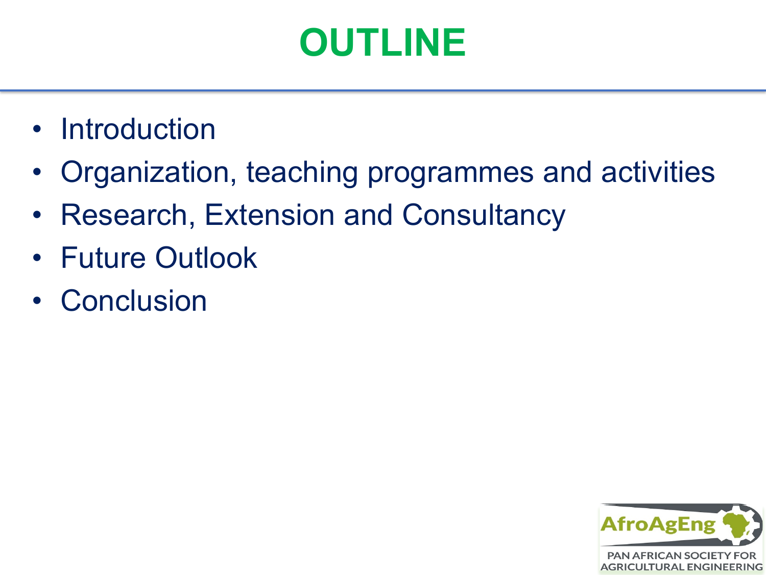# OUTLINE

- Introduction
- Organization, teaching programmes and activities
- Research, Extension and Consultancy
- Future Outlook
- Conclusion

AfroAgEng

PAN AFRICAN SOCIETY FOR AGRICULTURAL ENGINEERING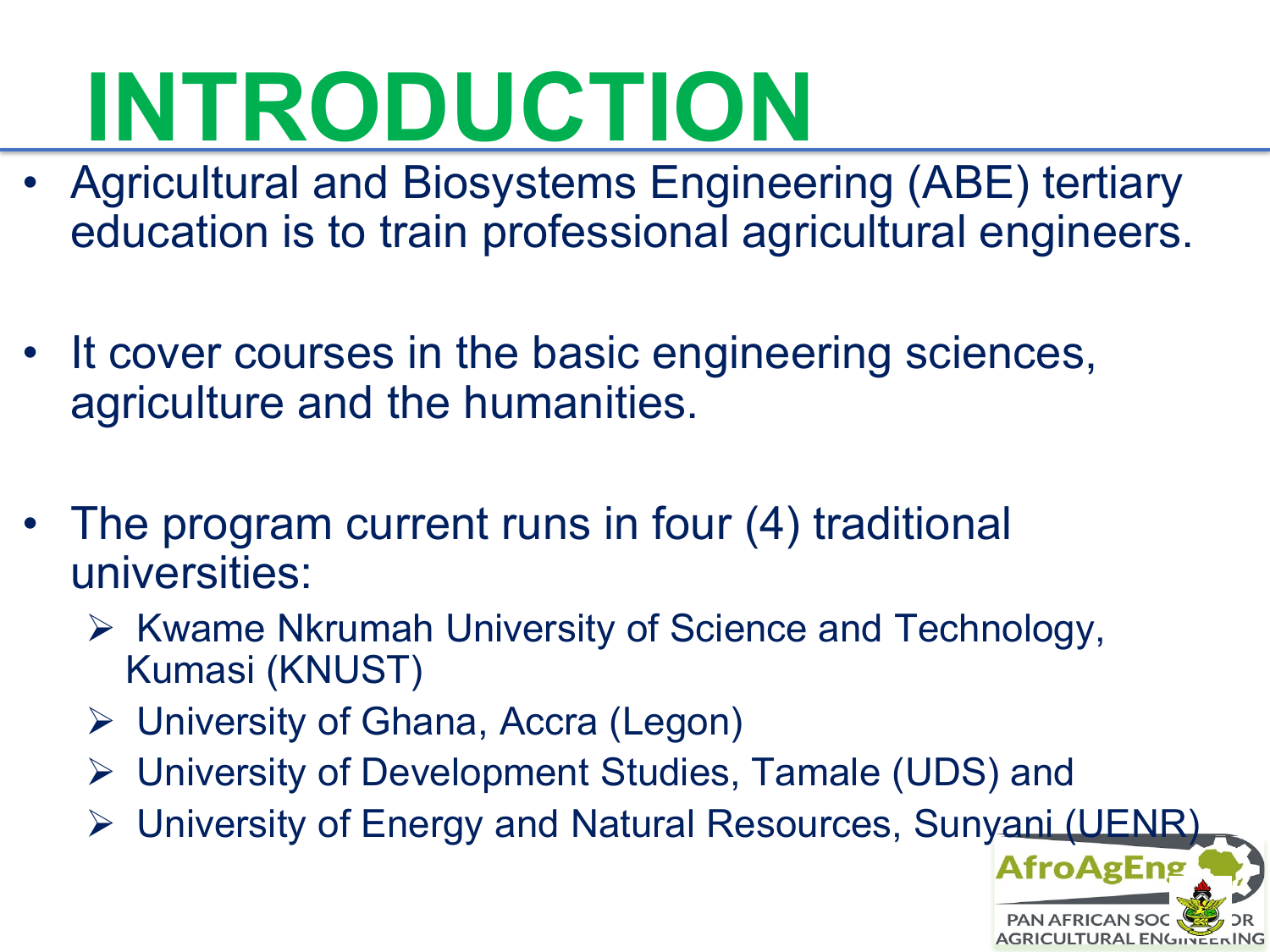# INTRODUCTION

- Agricultural and Biosystems Engineering (ABE) tertiary education is to train professional agricultural engineers.

- It cover courses in the basic engineering sciences, agriculture and the humanities.

- The program current runs in four (4) traditional universities:
  - Kwame Nkrumah University of Science and Technology, Kumasi (KNUST)
  - University of Ghana, Accra (Legon)
  - University of Development Studies, Tamale (UDS) and
  - University of Energy and Natural Resources, Sunyani (UENR)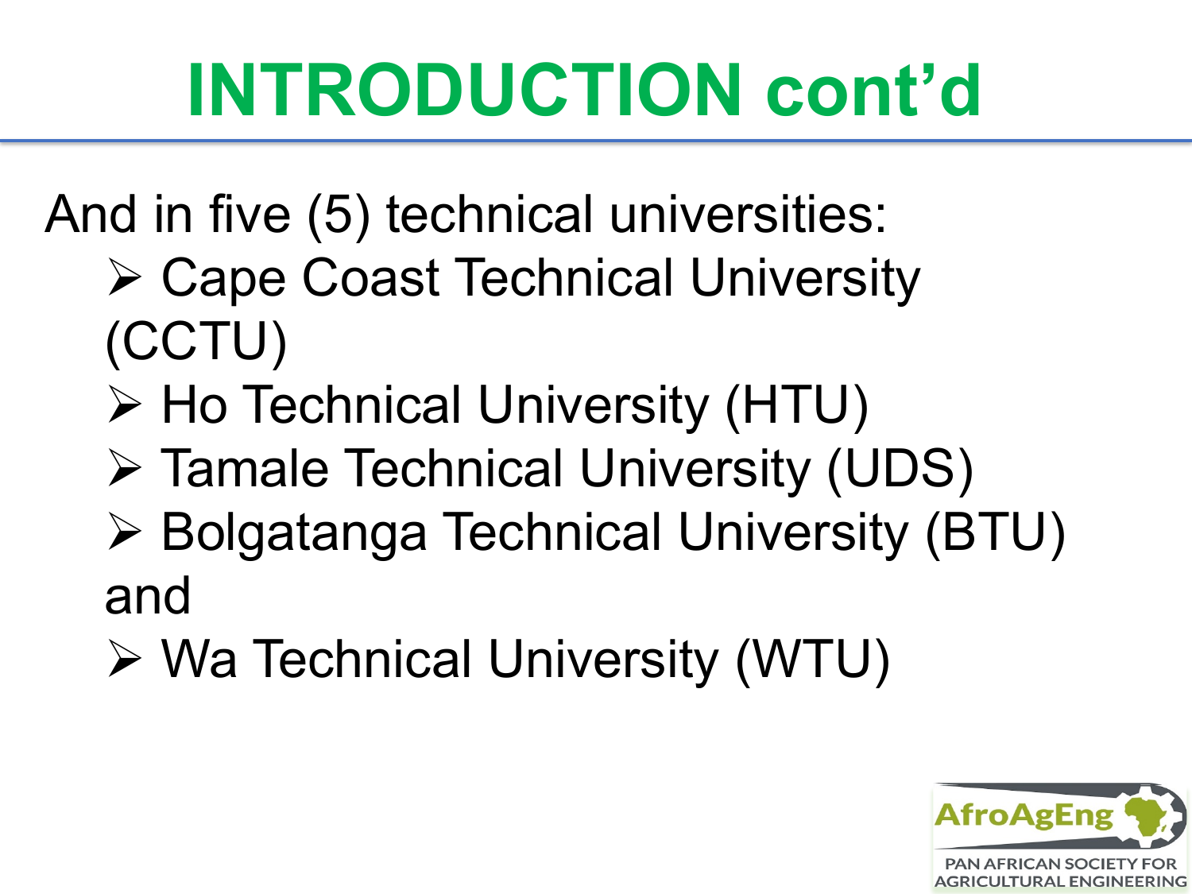# INTRODUCTION cont'd

And in five (5) technical universities:

- Cape Coast Technical University (CCTU)
- Ho Technical University (HTU)
- Tamale Technical University (UDS)
- Bolgatanga Technical University (BTU) and
- Wa Technical University (WTU)

AfroAgEng
PAN AFRICAN SOCIETY FOR AGRICULTURAL ENGINEERING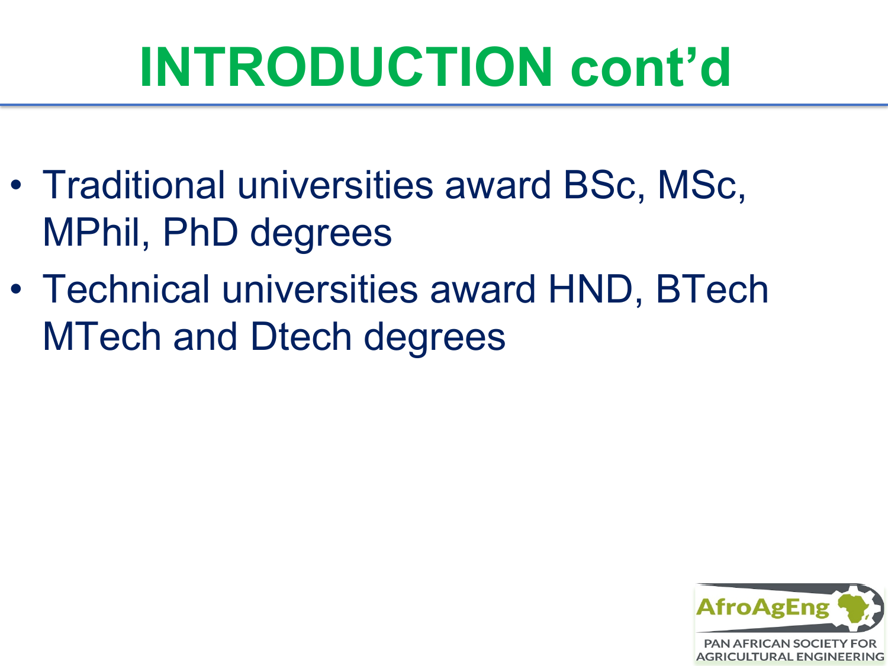# INTRODUCTION cont'd

- Traditional universities award BSc, MSc, MPhil, PhD degrees
- Technical universities award HND, BTech MTech and Dtech degrees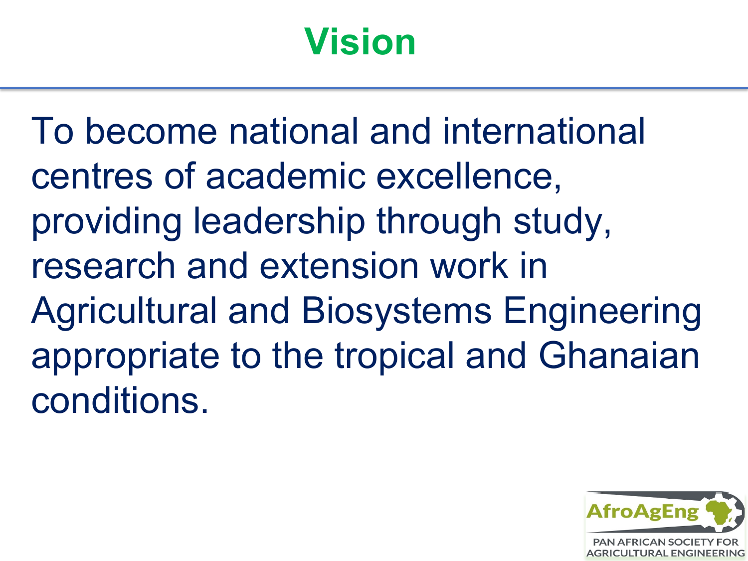# Vision

To become national and international centres of academic excellence, providing leadership through study, research and extension work in Agricultural and Biosystems Engineering appropriate to the tropical and Ghanaian conditions.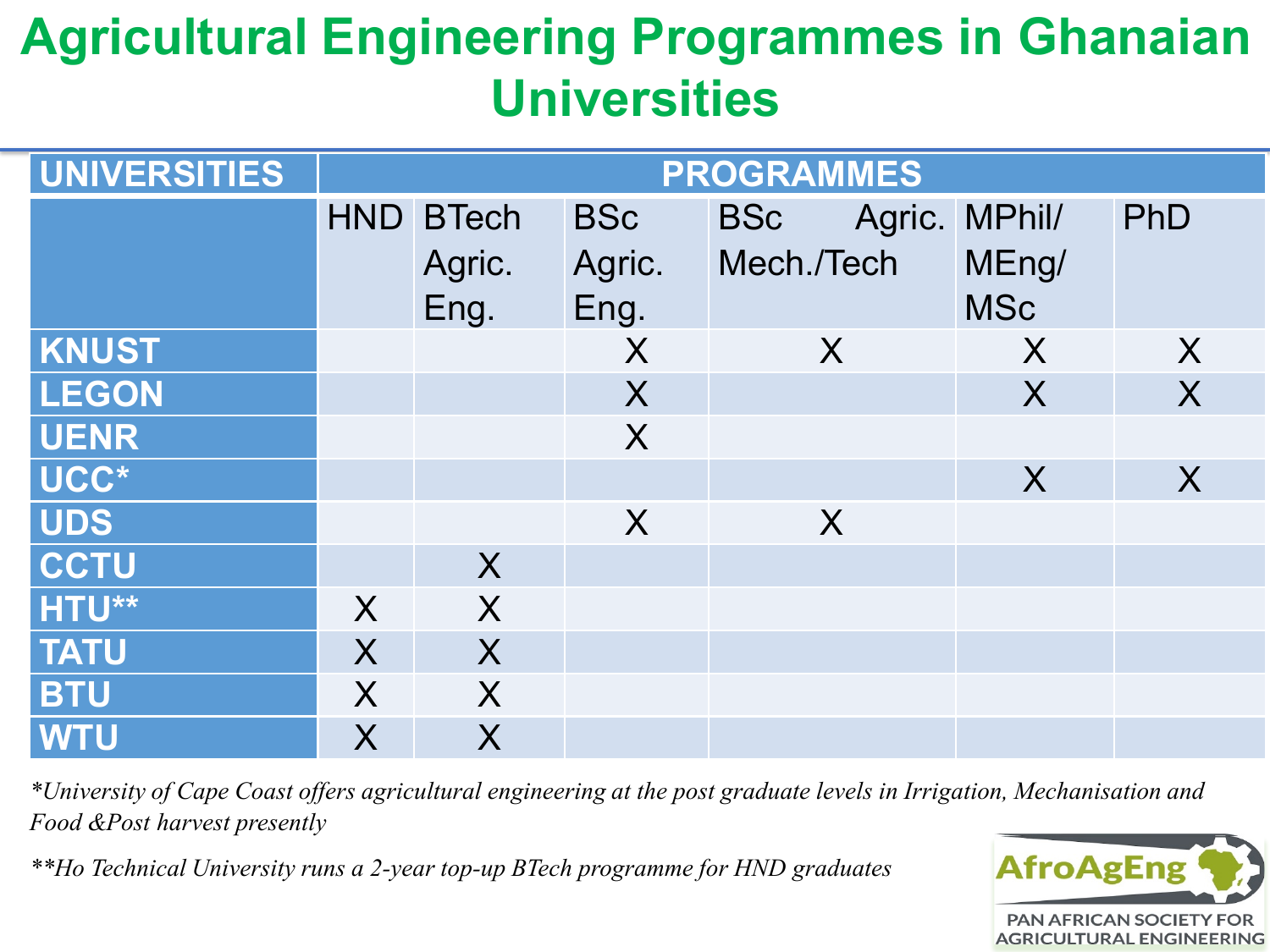# Agricultural Engineering Programmes in Ghanaian Universities

| UNIVERSITIES | PROGRAMMES | | | | | |
|---|---|---|---|---|---|---|
| | HND | BTech Agric. Eng. | BSc Agric. Eng. | BSc Agric. Mech./Tech | MPhil/ MEng/ MSc | PhD |
| KNUST | | | X | X | X | X |
| LEGON | | | X | | X | X |
| UENR | | | X | | | |
| UCC* | | | | | X | X |
| UDS | | | X | X | | |
| CCTU | | X | | | | |
| HTU** | X | X | | | | |
| TATU | X | X | | | | |
| BTU | X | X | | | | |
| WTU | X | X | | | | |

*\*University of Cape Coast offers agricultural engineering at the post graduate levels in Irrigation, Mechanisation and Food &Post harvest presently*

*\*\*Ho Technical University runs a 2-year top-up BTech programme for HND graduates*

AfroAgEng

PAN AFRICAN SOCIETY FOR AGRICULTURAL ENGINEERING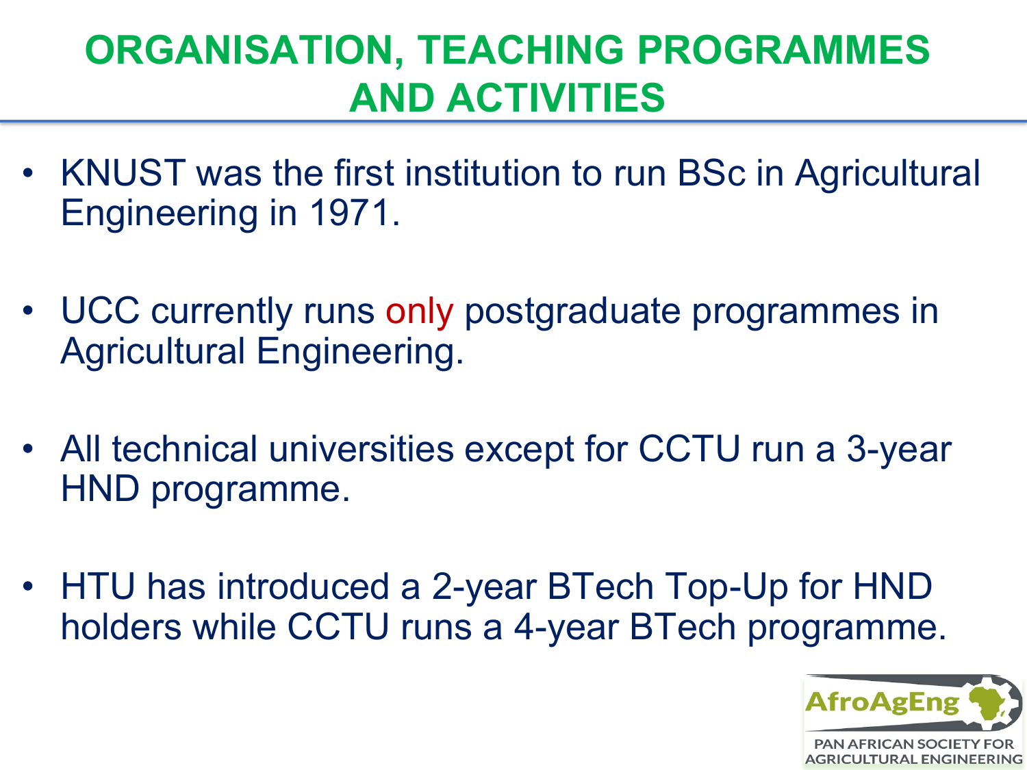# ORGANISATION, TEACHING PROGRAMMES AND ACTIVITIES

- KNUST was the first institution to run BSc in Agricultural Engineering in 1971.
- UCC currently runs only postgraduate programmes in Agricultural Engineering.
- All technical universities except for CCTU run a 3-year HND programme.
- HTU has introduced a 2-year BTech Top-Up for HND holders while CCTU runs a 4-year BTech programme.

AfroAgEng
PAN AFRICAN SOCIETY FOR AGRICULTURAL ENGINEERING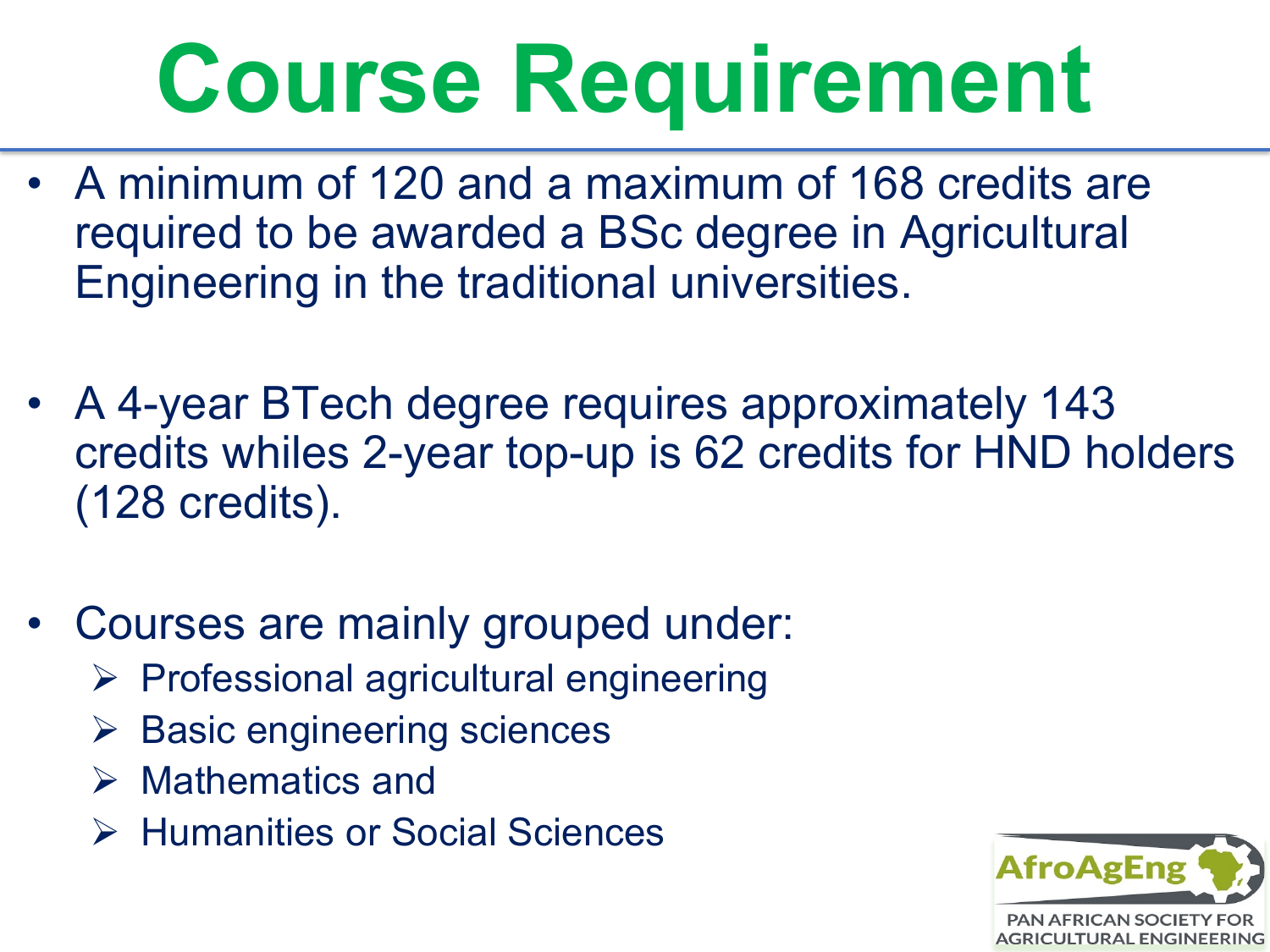# Course Requirement

- A minimum of 120 and a maximum of 168 credits are required to be awarded a BSc degree in Agricultural Engineering in the traditional universities.

- A 4-year BTech degree requires approximately 143 credits whiles 2-year top-up is 62 credits for HND holders (128 credits).

- Courses are mainly grouped under:
  - Professional agricultural engineering
  - Basic engineering sciences
  - Mathematics and
  - Humanities or Social Sciences

AfroAgEng
PAN AFRICAN SOCIETY FOR AGRICULTURAL ENGINEERING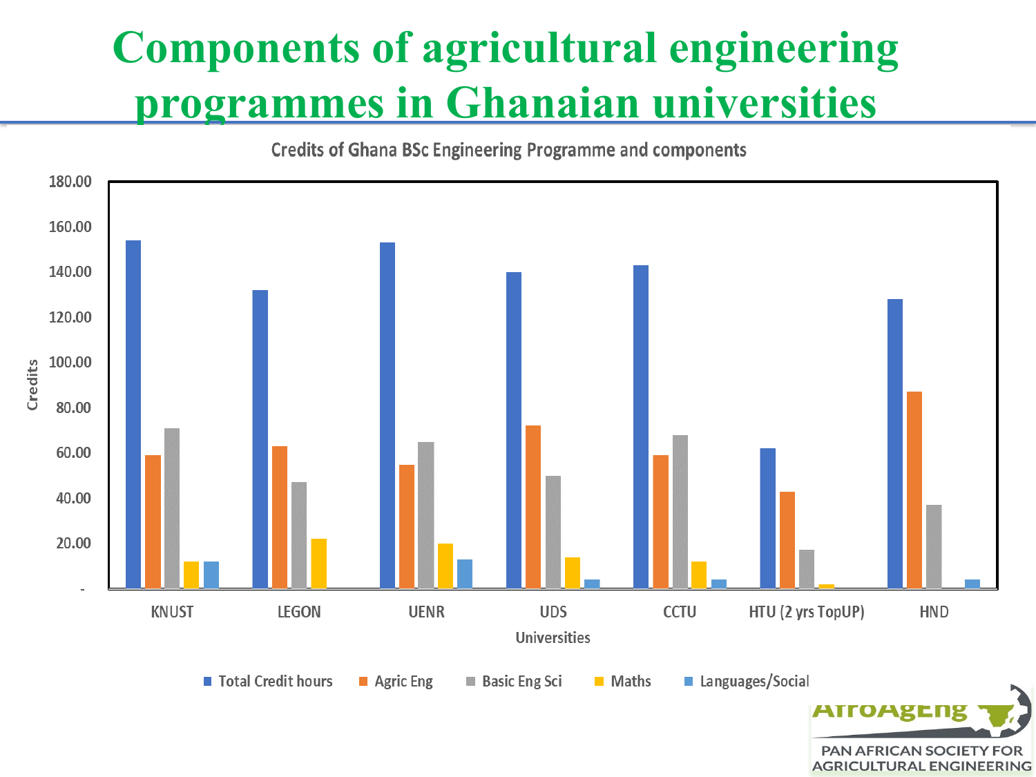# Components of agricultural engineering programmes in Ghanaian universities

Credits of Ghana BSc Engineering Programme and components

Credits

180.00
160.00
140.00
120.00
100.00
80.00
60.00
40.00
20.00
-

KNUST LEGON UENR UDS CCTU HTU (2 yrs TopUP) HND

Universities

Total Credit hours  Agric Eng  Basic Eng Sci  Maths  Languages/Social

AfroAgEng

PAN AFRICAN SOCIETY FOR AGRICULTURAL ENGINEERING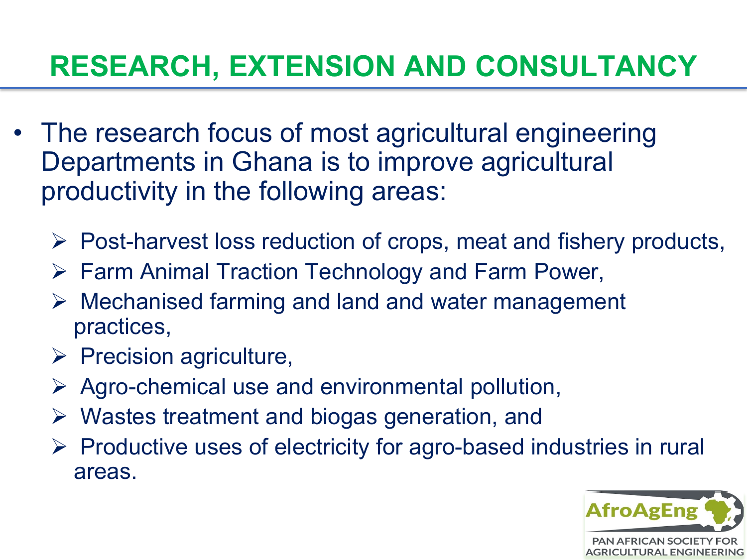# RESEARCH, EXTENSION AND CONSULTANCY

- The research focus of most agricultural engineering Departments in Ghana is to improve agricultural productivity in the following areas:
  - Post-harvest loss reduction of crops, meat and fishery products,
  - Farm Animal Traction Technology and Farm Power,
  - Mechanised farming and land and water management practices,
  - Precision agriculture,
  - Agro-chemical use and environmental pollution,
  - Wastes treatment and biogas generation, and
  - Productive uses of electricity for agro-based industries in rural areas.

AfroAgEng
PAN AFRICAN SOCIETY FOR AGRICULTURAL ENGINEERING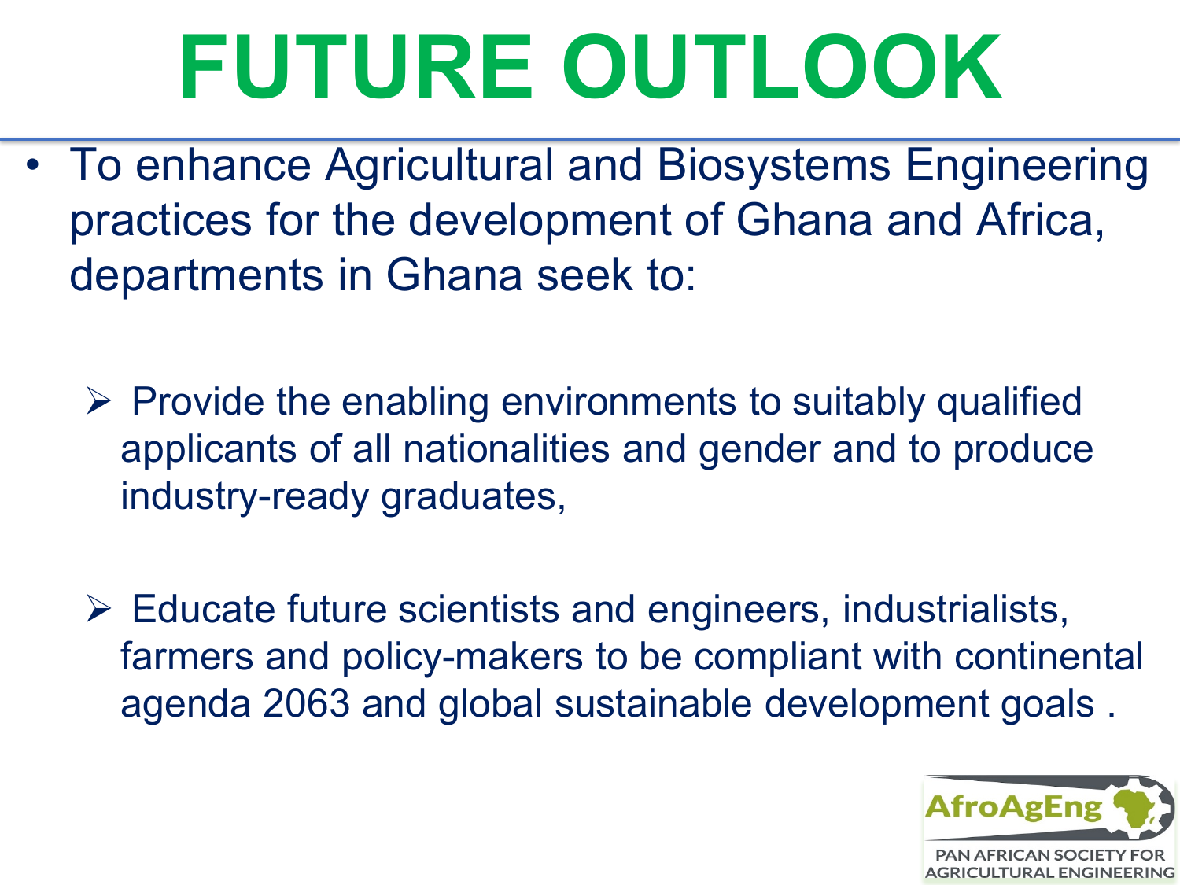# FUTURE OUTLOOK

- To enhance Agricultural and Biosystems Engineering practices for the development of Ghana and Africa, departments in Ghana seek to:
  - Provide the enabling environments to suitably qualified applicants of all nationalities and gender and to produce industry-ready graduates,
  - Educate future scientists and engineers, industrialists, farmers and policy-makers to be compliant with continental agenda 2063 and global sustainable development goals .

AfroAgEng
PAN AFRICAN SOCIETY FOR AGRICULTURAL ENGINEERING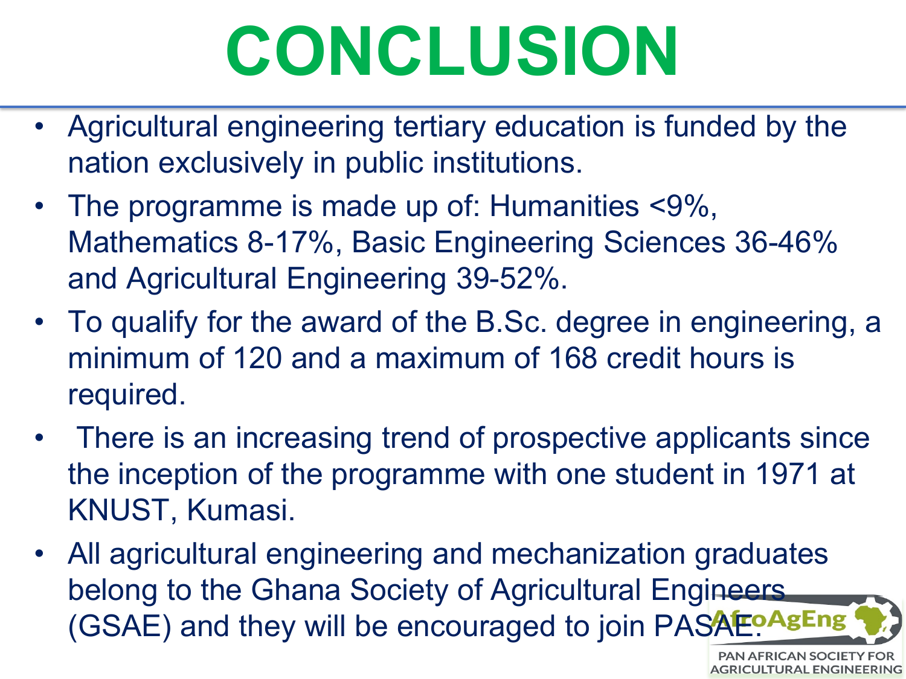# CONCLUSION

- Agricultural engineering tertiary education is funded by the nation exclusively in public institutions.
- The programme is made up of: Humanities <9%, Mathematics 8-17%, Basic Engineering Sciences 36-46% and Agricultural Engineering 39-52%.
- To qualify for the award of the B.Sc. degree in engineering, a minimum of 120 and a maximum of 168 credit hours is required.
- There is an increasing trend of prospective applicants since the inception of the programme with one student in 1971 at KNUST, Kumasi.
- All agricultural engineering and mechanization graduates belong to the Ghana Society of Agricultural Engineers (GSAE) and they will be encouraged to join PASAE.

AfroAgEng

PAN AFRICAN SOCIETY FOR AGRICULTURAL ENGINEERING